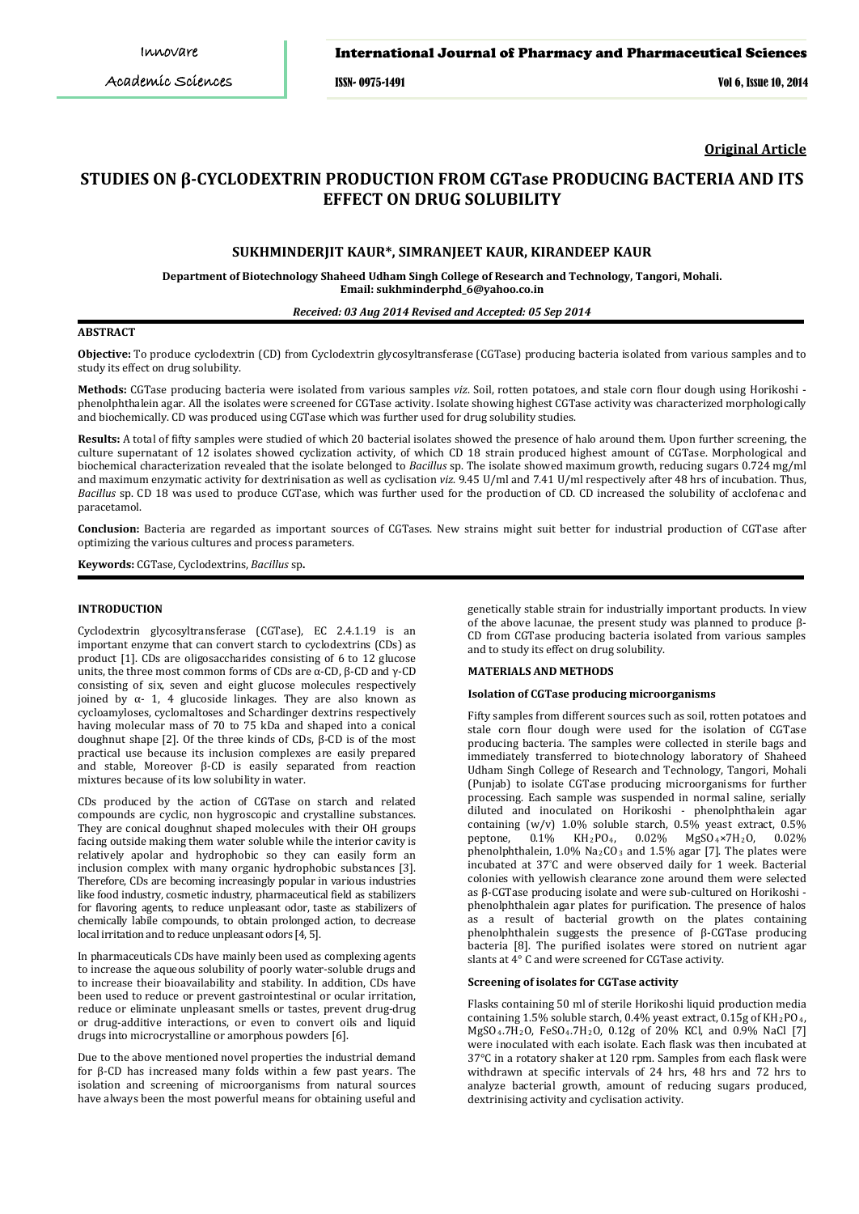**Original Article**

# STUDIES ON β-CYCLODEXTRIN PRODUCTION FROM CGTase PRODUCING BACTERIA AND ITS EFFECT ON DRUG SOLUBILITY

## SUKHMINDERJIT KAUR*, SIMRANJEET KAUR, KIRANDEEP KAUR

**Department of Biotechnology Shaheed Udham Singh College of Research and Technology, Tangori, Mohali. Email: sukhminderphd_6@yahoo.co.in**

*Received: 03 Aug 2014 Revised and Accepted: 05 Sep 2014*

### ABSTRACT

**Objective:** To produce cyclodextrin (CD) from Cyclodextrin glycosyltransferase (CGTase) producing bacteria isolated from various samples and to study its effect on drug solubility.

**Methods:** CGTase producing bacteria were isolated from various samples *viz*. Soil, rotten potatoes, and stale corn flour dough using Horikoshi - phenolphthalein agar. All the isolates were screened for CGTase activity. Isolate showing highest CGTase activity was characterized morphologically and biochemically. CD was produced using CGTase which was further used for drug solubility studies.

**Results:** A total of fifty samples were studied of which 20 bacterial isolates showed the presence of halo around them. Upon further screening, the culture supernatant of 12 isolates showed cyclization activity, of which CD 18 strain produced highest amount of CGTase. Morphological and biochemical characterization revealed that the isolate belonged to *Bacillus* sp. The isolate showed maximum growth, reducing sugars 0.724 mg/ml and maximum enzymatic activity for dextrinisation as well as cyclisation *viz*. 9.45 U/ml and 7.41 U/ml respectively after 48 hrs of incubation. Thus, *Bacillus* sp. CD 18 was used to produce CGTase, which was further used for the production of CD. CD increased the solubility of acclofenac and paracetamol.

**Conclusion:** Bacteria are regarded as important sources of CGTases. New strains might suit better for industrial production of CGTase after optimizing the various cultures and process parameters.

**Keywords:** CGTase, Cyclodextrins, *Bacillus* sp**.**

### INTRODUCTION

Cyclodextrin glycosyltransferase (CGTase), EC 2.4.1.19 is an important enzyme that can convert starch to cyclodextrins (CDs) as product [1]. CDs are oligosaccharides consisting of 6 to 12 glucose units, the three most common forms of CDs are α-CD, β-CD and γ-CD consisting of six, seven and eight glucose molecules respectively joined by α- 1, 4 glucoside linkages. They are also known as cycloamyloses, cyclomaltoses and Schardinger dextrins respectively having molecular mass of 70 to 75 kDa and shaped into a conical doughnut shape [2]. Of the three kinds of CDs, β-CD is of the most practical use because its inclusion complexes are easily prepared and stable, Moreover β-CD is easily separated from reaction mixtures because of its low solubility in water.

CDs produced by the action of CGTase on starch and related compounds are cyclic, non hygroscopic and crystalline substances. They are conical doughnut shaped molecules with their OH groups facing outside making them water soluble while the interior cavity is relatively apolar and hydrophobic so they can easily form an inclusion complex with many organic hydrophobic substances [3]. Therefore, CDs are becoming increasingly popular in various industries like food industry, cosmetic industry, pharmaceutical field as stabilizers for flavoring agents, to reduce unpleasant odor, taste as stabilizers of chemically labile compounds, to obtain prolonged action, to decrease local irritation and to reduce unpleasant odors [4, 5].

In pharmaceuticals CDs have mainly been used as complexing agents to increase the aqueous solubility of poorly water-soluble drugs and to increase their bioavailability and stability. In addition, CDs have been used to reduce or prevent gastrointestinal or ocular irritation, reduce or eliminate unpleasant smells or tastes, prevent drug-drug or drug-additive interactions, or even to convert oils and liquid drugs into microcrystalline or amorphous powders [6].

Due to the above mentioned novel properties the industrial demand for β-CD has increased many folds within a few past years. The isolation and screening of microorganisms from natural sources have always been the most powerful means for obtaining useful and genetically stable strain for industrially important products. In view of the above lacunae, the present study was planned to produce β-CD from CGTase producing bacteria isolated from various samples and to study its effect on drug solubility.

### MATERIALS AND METHODS

#### Isolation of CGTase producing microorganisms

Fifty samples from different sources such as soil, rotten potatoes and stale corn flour dough were used for the isolation of CGTase producing bacteria. The samples were collected in sterile bags and immediately transferred to biotechnology laboratory of Shaheed Udham Singh College of Research and Technology, Tangori, Mohali (Punjab) to isolate CGTase producing microorganisms for further processing. Each sample was suspended in normal saline, serially diluted and inoculated on Horikoshi - phenolphthalein agar containing (w/v) 1.0% soluble starch, 0.5% yeast extract, 0.5% peptone, 0.1% $KH_2PO_4$, 0.02% $MgSO_4{\times}7H_2O$, 0.02% phenolphthalein, 1.0% $Na_2CO_3$ and 1.5% agar [7]. The plates were incubated at 37˚C and were observed daily for 1 week. Bacterial colonies with yellowish clearance zone around them were selected as β-CGTase producing isolate and were sub-cultured on Horikoshi - phenolphthalein agar plates for purification. The presence of halos as a result of bacterial growth on the plates containing phenolphthalein suggests the presence of β-CGTase producing bacteria [8]. The purified isolates were stored on nutrient agar slants at 4° C and were screened for CGTase activity.

#### Screening of isolates for CGTase activity

Flasks containing 50 ml of sterile Horikoshi liquid production media containing 1.5% soluble starch, 0.4% yeast extract, 0.15g of $KH_2PO_4$, $MgSO_4.7H_2O$, $FeSO_4.7H_2O$, 0.12g of 20% KCl, and 0.9% NaCl [7] were inoculated with each isolate. Each flask was then incubated at 37°C in a rotatory shaker at 120 rpm. Samples from each flask were withdrawn at specific intervals of 24 hrs, 48 hrs and 72 hrs to analyze bacterial growth, amount of reducing sugars produced, dextrinising activity and cyclisation activity.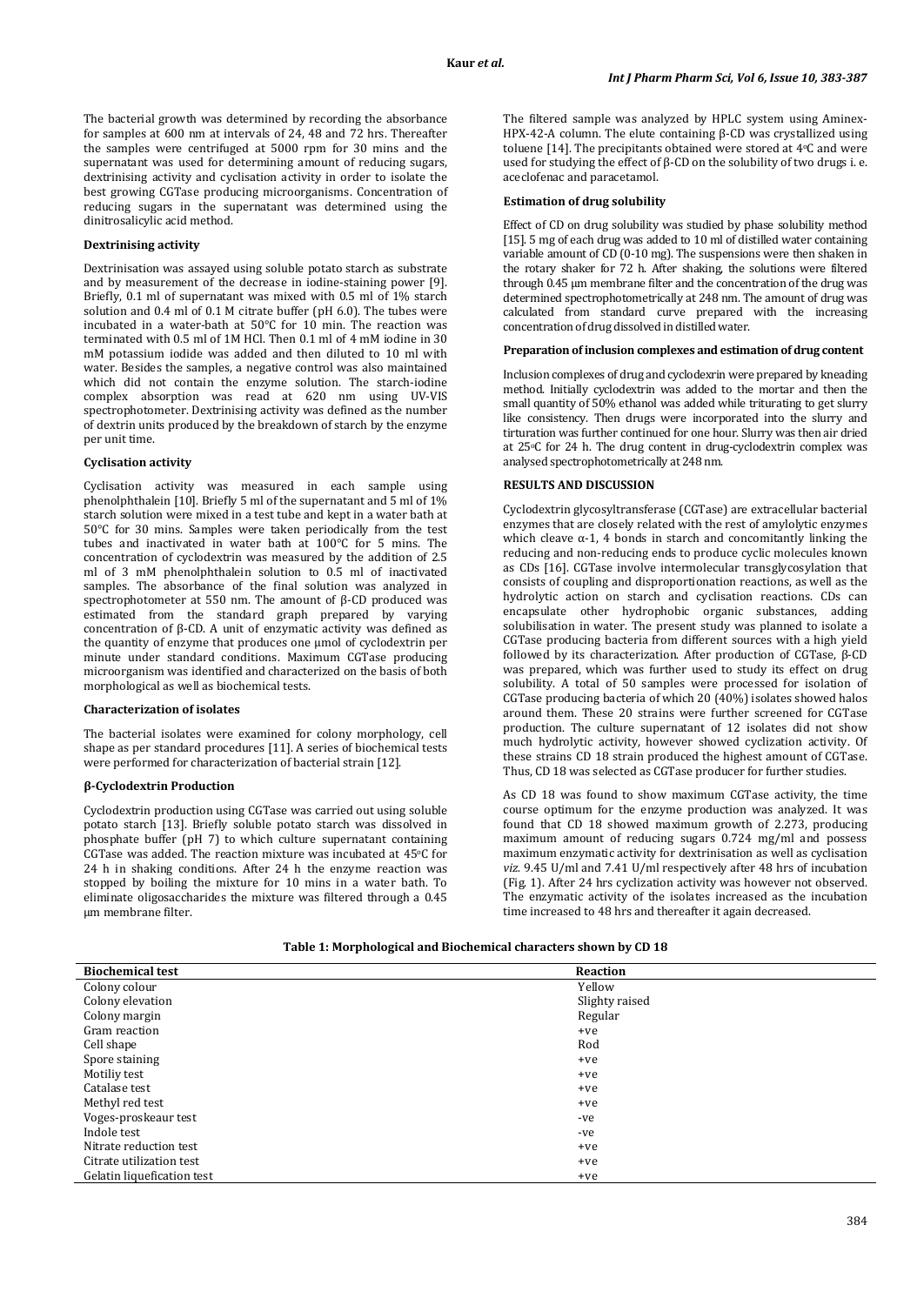The bacterial growth was determined by recording the absorbance for samples at 600 nm at intervals of 24, 48 and 72 hrs. Thereafter the samples were centrifuged at 5000 rpm for 30 mins and the supernatant was used for determining amount of reducing sugars, dextrinising activity and cyclisation activity in order to isolate the best growing CGTase producing microorganisms. Concentration of reducing sugars in the supernatant was determined using the dinitrosalicylic acid method.

#### Dextrinising activity

Dextrinisation was assayed using soluble potato starch as substrate and by measurement of the decrease in iodine-staining power [9]. Briefly, 0.1 ml of supernatant was mixed with 0.5 ml of 1% starch solution and 0.4 ml of 0.1 M citrate buffer (pH 6.0). The tubes were incubated in a water-bath at 50°C for 10 min. The reaction was terminated with 0.5 ml of 1M HCl. Then 0.1 ml of 4 mM iodine in 30 mM potassium iodide was added and then diluted to 10 ml with water. Besides the samples, a negative control was also maintained which did not contain the enzyme solution. The starch-iodine complex absorption was read at 620 nm using UV-VIS spectrophotometer. Dextrinising activity was defined as the number of dextrin units produced by the breakdown of starch by the enzyme per unit time.

#### Cyclisation activity

Cyclisation activity was measured in each sample using phenolphthalein [10]. Briefly 5 ml of the supernatant and 5 ml of 1% starch solution were mixed in a test tube and kept in a water bath at 50°C for 30 mins. Samples were taken periodically from the test tubes and inactivated in water bath at 100°C for 5 mins. The concentration of cyclodextrin was measured by the addition of 2.5 ml of 3 mM phenolphthalein solution to 0.5 ml of inactivated samples. The absorbance of the final solution was analyzed in spectrophotometer at 550 nm. The amount of β-CD produced was estimated from the standard graph prepared by varying concentration of β-CD. A unit of enzymatic activity was defined as the quantity of enzyme that produces one µmol of cyclodextrin per minute under standard conditions. Maximum CGTase producing microorganism was identified and characterized on the basis of both morphological as well as biochemical tests.

#### Characterization of isolates

The bacterial isolates were examined for colony morphology, cell shape as per standard procedures [11]. A series of biochemical tests were performed for characterization of bacterial strain [12].

#### β-Cyclodextrin Production

Cyclodextrin production using CGTase was carried out using soluble potato starch [13]. Briefly soluble potato starch was dissolved in phosphate buffer (pH 7) to which culture supernatant containing CGTase was added. The reaction mixture was incubated at 45°C for 24 h in shaking conditions. After 24 h the enzyme reaction was stopped by boiling the mixture for 10 mins in a water bath. To eliminate oligosaccharides the mixture was filtered through a 0.45 µm membrane filter.

The filtered sample was analyzed by HPLC system using Aminex-HPX-42-A column. The elute containing β-CD was crystallized using toluene [14]. The precipitants obtained were stored at 4°C and were used for studying the effect of β-CD on the solubility of two drugs i. e. aceclofenac and paracetamol.

#### Estimation of drug solubility

Effect of CD on drug solubility was studied by phase solubility method [15]. 5 mg of each drug was added to 10 ml of distilled water containing variable amount of CD (0-10 mg). The suspensions were then shaken in the rotary shaker for 72 h. After shaking, the solutions were filtered through 0.45 µm membrane filter and the concentration of the drug was determined spectrophotometrically at 248 nm. The amount of drug was calculated from standard curve prepared with the increasing concentration of drug dissolved in distilled water.

#### Preparation of inclusion complexes and estimation of drug content

Inclusion complexes of drug and cyclodexrin were prepared by kneading method. Initially cyclodextrin was added to the mortar and then the small quantity of 50% ethanol was added while triturating to get slurry like consistency. Then drugs were incorporated into the slurry and tirturation was further continued for one hour. Slurry was then air dried at 25°C for 24 h. The drug content in drug-cyclodextrin complex was analysed spectrophotometrically at 248 nm.

## RESULTS AND DISCUSSION

Cyclodextrin glycosyltransferase (CGTase) are extracellular bacterial enzymes that are closely related with the rest of amylolytic enzymes which cleave α-1, 4 bonds in starch and concomitantly linking the reducing and non-reducing ends to produce cyclic molecules known as CDs [16]. CGTase involve intermolecular transglycosylation that consists of coupling and disproportionation reactions, as well as the hydrolytic action on starch and cyclisation reactions. CDs can encapsulate other hydrophobic organic substances, adding solubilisation in water. The present study was planned to isolate a CGTase producing bacteria from different sources with a high yield followed by its characterization. After production of CGTase, β-CD was prepared, which was further used to study its effect on drug solubility. A total of 50 samples were processed for isolation of CGTase producing bacteria of which 20 (40%) isolates showed halos around them. These 20 strains were further screened for CGTase production. The culture supernatant of 12 isolates did not show much hydrolytic activity, however showed cyclization activity. Of these strains CD 18 strain produced the highest amount of CGTase. Thus, CD 18 was selected as CGTase producer for further studies.

As CD 18 was found to show maximum CGTase activity, the time course optimum for the enzyme production was analyzed. It was found that CD 18 showed maximum growth of 2.273, producing maximum amount of reducing sugars 0.724 mg/ml and possess maximum enzymatic activity for dextrinisation as well as cyclisation *viz.* 9.45 U/ml and 7.41 U/ml respectively after 48 hrs of incubation (Fig. 1). After 24 hrs cyclization activity was however not observed. The enzymatic activity of the isolates increased as the incubation time increased to 48 hrs and thereafter it again decreased.

**Table 1: Morphological and Biochemical characters shown by CD 18**

| Biochemical test | Reaction |
|---|---|
| Colony colour | Yellow |
| Colony elevation | Slighty raised |
| Colony margin | Regular |
| Gram reaction | +ve |
| Cell shape | Rod |
| Spore staining | +ve |
| Motiliy test | +ve |
| Catalase test | +ve |
| Methyl red test | +ve |
| Voges-proskeaur test | -ve |
| Indole test | -ve |
| Nitrate reduction test | +ve |
| Citrate utilization test | +ve |
| Gelatin liquefication test | +ve |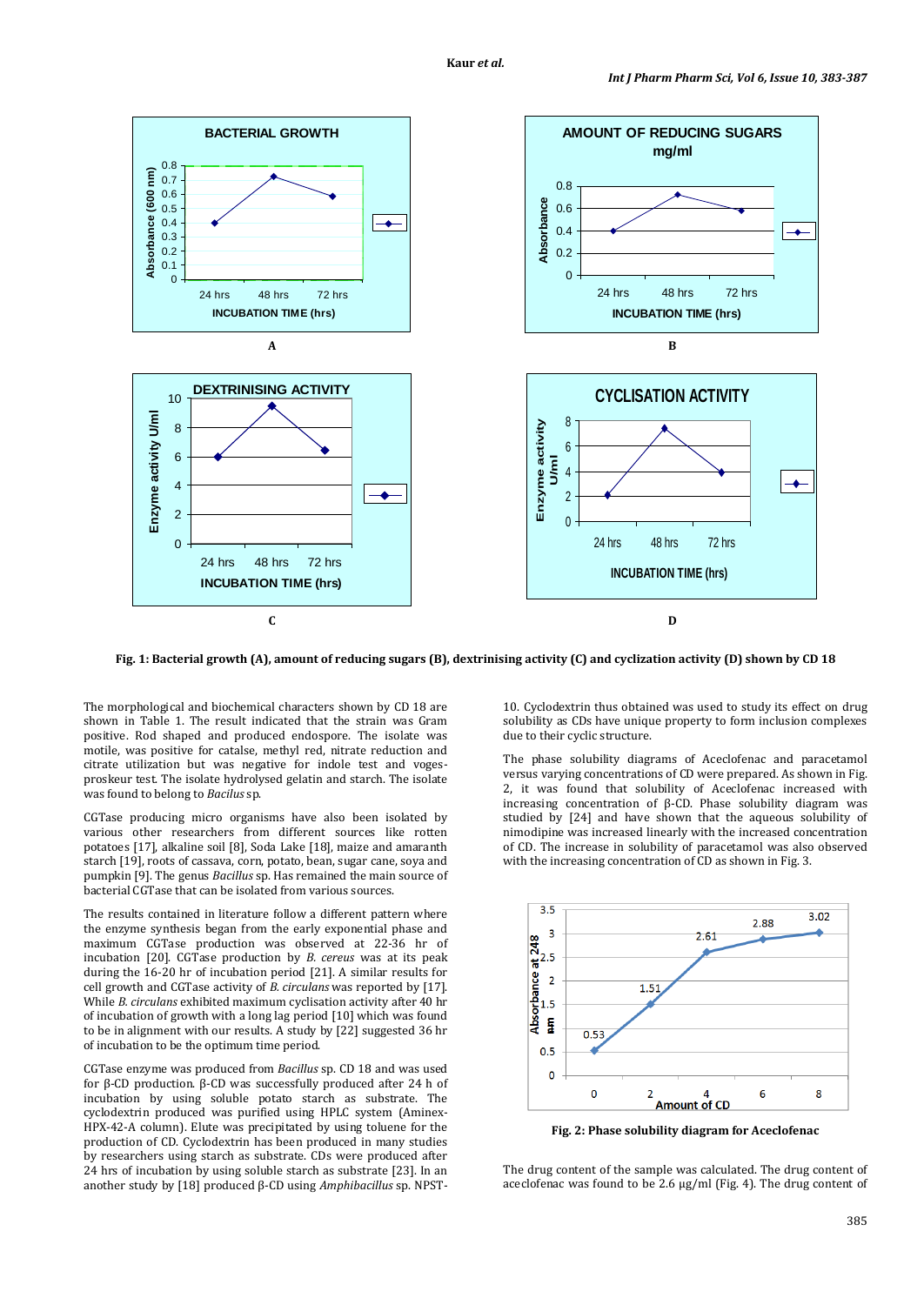Fig. 1: Bacterial growth (A), amount of reducing sugars (B), dextrinising activity (C) and cyclization activity (D) shown by CD 18

The morphological and biochemical characters shown by CD 18 are shown in Table 1. The result indicated that the strain was Gram positive. Rod shaped and produced endospore. The isolate was motile, was positive for catalse, methyl red, nitrate reduction and citrate utilization but was negative for indole test and voges-proskeur test. The isolate hydrolysed gelatin and starch. The isolate was found to belong to *Bacillus* sp.

CGTase producing micro organisms have also been isolated by various other researchers from different sources like rotten potatoes [17], alkaline soil [8], Soda Lake [18], maize and amaranth starch [19], roots of cassava, corn, potato, bean, sugar cane, soya and pumpkin [9]. The genus *Bacillus* sp. Has remained the main source of bacterial CGTase that can be isolated from various sources.

The results contained in literature follow a different pattern where the enzyme synthesis began from the early exponential phase and maximum CGTase production was observed at 22-36 hr of incubation [20]. CGTase production by *B. cereus* was at its peak during the 16-20 hr of incubation period [21]. A similar results for cell growth and CGTase activity of *B. circulans* was reported by [17]. While *B. circulans* exhibited maximum cyclisation activity after 40 hr of incubation of growth with a long lag period [10] which was found to be in alignment with our results. A study by [22] suggested 36 hr of incubation to be the optimum time period.

CGTase enzyme was produced from *Bacillus* sp. CD 18 and was used for β-CD production. β-CD was successfully produced after 24 h of incubation by using soluble potato starch as substrate. The cyclodextrin produced was purified using HPLC system (Aminex-HPX-42-A column). Elute was precipitated by using toluene for the production of CD. Cyclodextrin has been produced in many studies by researchers using starch as substrate. CDs were produced after 24 hrs of incubation by using soluble starch as substrate [23]. In an another study by [18] produced β-CD using *Amphibacillus* sp. NPST-10. Cyclodextrin thus obtained was used to study its effect on drug solubility as CDs have unique property to form inclusion complexes due to their cyclic structure.

The phase solubility diagrams of Aceclofenac and paracetamol versus varying concentrations of CD were prepared. As shown in Fig. 2, it was found that solubility of Aceclofenac increased with increasing concentration of β-CD. Phase solubility diagram was studied by [24] and have shown that the aqueous solubility of nimodipine was increased linearly with the increased concentration of CD. The increase in solubility of paracetamol was also observed with the increasing concentration of CD as shown in Fig. 3.

Fig. 2: Phase solubility diagram for Aceclofenac

The drug content of the sample was calculated. The drug content of aceclofenac was found to be 2.6 μg/ml (Fig. 4). The drug content of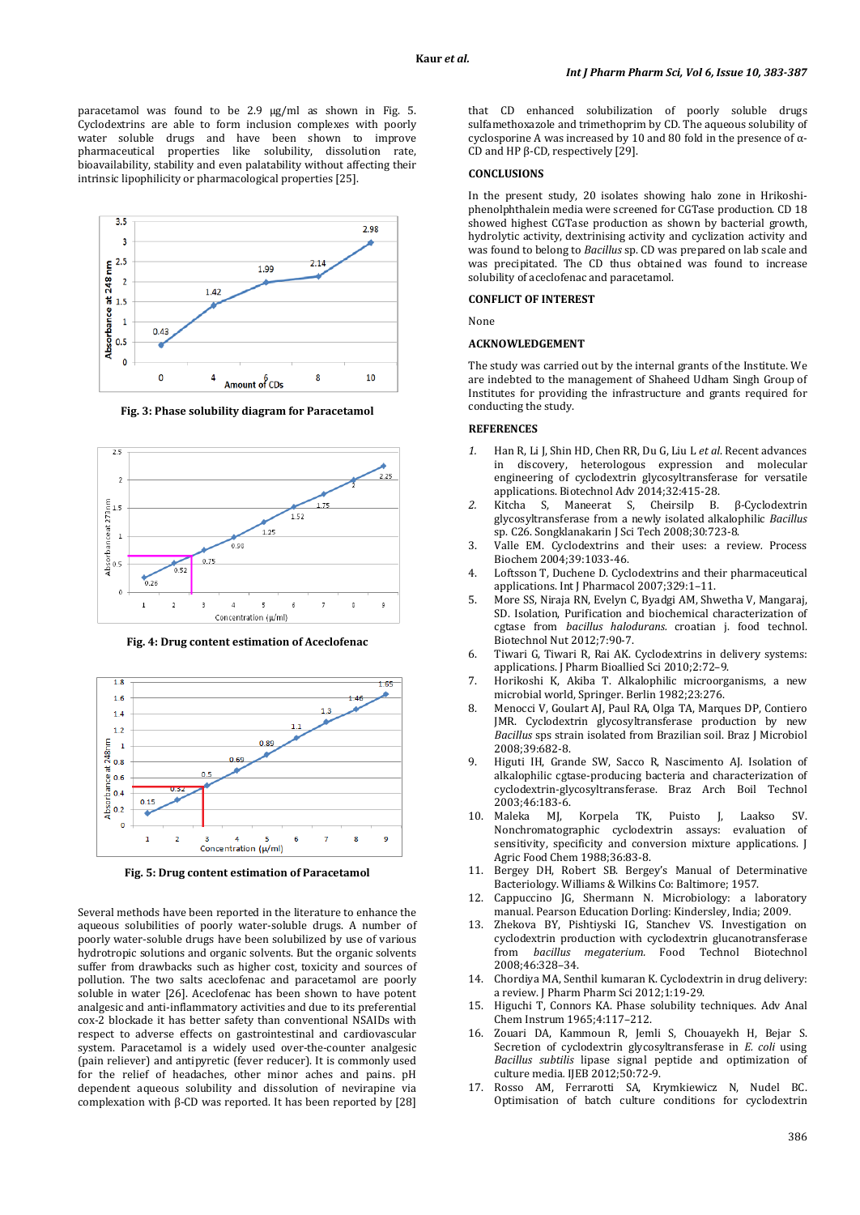paracetamol was found to be 2.9 μg/ml as shown in Fig. 5. Cyclodextrins are able to form inclusion complexes with poorly water soluble drugs and have been shown to improve pharmaceutical properties like solubility, dissolution rate, bioavailability, stability and even palatability without affecting their intrinsic lipophilicity or pharmacological properties [25].

**Fig. 3: Phase solubility diagram for Paracetamol**

**Fig. 4: Drug content estimation of Aceclofenac**

**Fig. 5: Drug content estimation of Paracetamol**

Several methods have been reported in the literature to enhance the aqueous solubilities of poorly water-soluble drugs. A number of poorly water-soluble drugs have been solubilized by use of various hydrotropic solutions and organic solvents. But the organic solvents suffer from drawbacks such as higher cost, toxicity and sources of pollution. The two salts aceclofenac and paracetamol are poorly soluble in water [26]. Aceclofenac has been shown to have potent analgesic and anti-inflammatory activities and due to its preferential cox-2 blockade it has better safety than conventional NSAIDs with respect to adverse effects on gastrointestinal and cardiovascular system. Paracetamol is a widely used over-the-counter analgesic (pain reliever) and antipyretic (fever reducer). It is commonly used for the relief of headaches, other minor aches and pains. pH dependent aqueous solubility and dissolution of nevirapine via complexation with β-CD was reported. It has been reported by [28] that CD enhanced solubilization of poorly soluble drugs sulfamethoxazole and trimethoprim by CD. The aqueous solubility of cyclosporine A was increased by 10 and 80 fold in the presence of α-CD and HP β-CD, respectively [29].

## CONCLUSIONS

In the present study, 20 isolates showing halo zone in Hrikoshi-phenolphthalein media were screened for CGTase production. CD 18 showed highest CGTase production as shown by bacterial growth, hydrolytic activity, dextrinising activity and cyclization activity and was found to belong to *Bacillus* sp. CD was prepared on lab scale and was precipitated. The CD thus obtained was found to increase solubility of aceclofenac and paracetamol.

## CONFLICT OF INTEREST

None

## ACKNOWLEDGEMENT

The study was carried out by the internal grants of the Institute. We are indebted to the management of Shaheed Udham Singh Group of Institutes for providing the infrastructure and grants required for conducting the study.

## REFERENCES

1. Han R, Li J, Shin HD, Chen RR, Du G, Liu L *et al*. Recent advances in discovery, heterologous expression and molecular engineering of cyclodextrin glycosyltransferase for versatile applications. Biotechnol Adv 2014;32:415-28.
2. Kitcha S, Maneerat S, Cheirsilp B. β-Cyclodextrin glycosyltransferase from a newly isolated alkalophilic *Bacillus* sp. C26. Songklanakarin J Sci Tech 2008;30:723-8.
3. Valle EM. Cyclodextrins and their uses: a review. Process Biochem 2004;39:1033-46.
4. Loftsson T, Duchene D. Cyclodextrins and their pharmaceutical applications. Int J Pharmacol 2007;329:1–11.
5. More SS, Niraja RN, Evelyn C, Byadgi AM, Shwetha V, Mangaraj, SD. Isolation, Purification and biochemical characterization of cgtase from *bacillus halodurans.* croatian j. food technol. Biotechnol Nut 2012;7:90-7.
6. Tiwari G, Tiwari R, Rai AK. Cyclodextrins in delivery systems: applications. J Pharm Bioallied Sci 2010;2:72–9.
7. Horikoshi K, Akiba T. Alkalophilic microorganisms, a new microbial world, Springer. Berlin 1982;23:276.
8. Menocci V, Goulart AJ, Paul RA, Olga TA, Marques DP, Contiero JMR. Cyclodextrin glycosyltransferase production by new *Bacillus* sps strain isolated from Brazilian soil. Braz J Microbiol 2008;39:682-8.
9. Higuti IH, Grande SW, Sacco R, Nascimento AJ. Isolation of alkalophilic cgtase-producing bacteria and characterization of cyclodextrin-glycosyltransferase. Braz Arch Boil Technol 2003;46:183-6.
10. Maleka MJ, Korpela TK, Puisto J, Laakso SV. Nonchromatographic cyclodextrin assays: evaluation of sensitivity, specificity and conversion mixture applications. J Agric Food Chem 1988;36:83-8.
11. Bergey DH, Robert SB. Bergey's Manual of Determinative Bacteriology. Williams & Wilkins Co: Baltimore; 1957.
12. Cappuccino JG, Shermann N. Microbiology: a laboratory manual. Pearson Education Dorling: Kindersley, India; 2009.
13. Zhekova BY, Pishtiyski IG, Stanchev VS. Investigation on cyclodextrin production with cyclodextrin glucanotransferase from *bacillus megaterium.* Food Technol Biotechnol 2008;46:328–34.
14. Chordiya MA, Senthil kumaran K. Cyclodextrin in drug delivery: a review. J Pharm Pharm Sci 2012;1:19-29.
15. Higuchi T, Connors KA. Phase solubility techniques. Adv Anal Chem Instrum 1965;4:117–212.
16. Zouari DA, Kammoun R, Jemli S, Chouayekh H, Bejar S. Secretion of cyclodextrin glycosyltransferase in *E. coli* using *Bacillus subtilis* lipase signal peptide and optimization of culture media. IJEB 2012;50:72-9.
17. Rosso AM, Ferrarotti SA, Krymkiewicz N, Nudel BC. Optimisation of batch culture conditions for cyclodextrin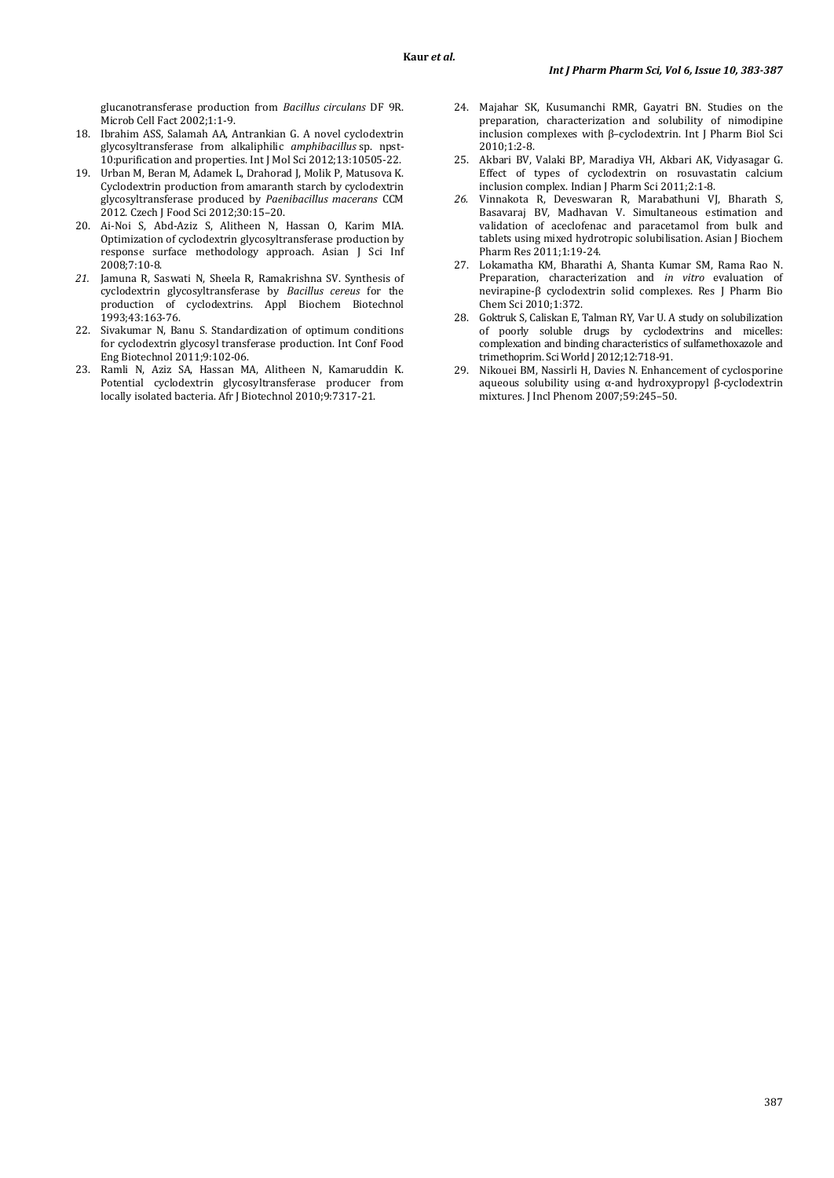glucanotransferase production from *Bacillus circulans* DF 9R. Microb Cell Fact 2002;1:1-9.

18. Ibrahim ASS, Salamah AA, Antrankian G. A novel cyclodextrin glycosyltransferase from alkaliphilic *amphibacillus* sp. npst-10:purification and properties. Int J Mol Sci 2012;13:10505-22.
19. Urban M, Beran M, Adamek L, Drahorad J, Molik P, Matusova K. Cyclodextrin production from amaranth starch by cyclodextrin glycosyltransferase produced by *Paenibacillus macerans* CCM 2012. Czech J Food Sci 2012;30:15–20.
20. Ai-Noi S, Abd-Aziz S, Alitheen N, Hassan O, Karim MIA. Optimization of cyclodextrin glycosyltransferase production by response surface methodology approach. Asian J Sci Inf 2008;7:10-8.
21. Jamuna R, Saswati N, Sheela R, Ramakrishna SV. Synthesis of cyclodextrin glycosyltransferase by *Bacillus cereus* for the production of cyclodextrins. Appl Biochem Biotechnol 1993;43:163-76.
22. Sivakumar N, Banu S. Standardization of optimum conditions for cyclodextrin glycosyl transferase production. Int Conf Food Eng Biotechnol 2011;9:102-06.
23. Ramli N, Aziz SA, Hassan MA, Alitheen N, Kamaruddin K. Potential cyclodextrin glycosyltransferase producer from locally isolated bacteria. Afr J Biotechnol 2010;9:7317-21.
24. Majahar SK, Kusumanchi RMR, Gayatri BN. Studies on the preparation, characterization and solubility of nimodipine inclusion complexes with β–cyclodextrin. Int J Pharm Biol Sci 2010;1:2-8.
25. Akbari BV, Valaki BP, Maradiya VH, Akbari AK, Vidyasagar G. Effect of types of cyclodextrin on rosuvastatin calcium inclusion complex. Indian J Pharm Sci 2011;2:1-8.
26. Vinnakota R, Deveswaran R, Marabathuni VJ, Bharath S, Basavaraj BV, Madhavan V. Simultaneous estimation and validation of aceclofenac and paracetamol from bulk and tablets using mixed hydrotropic solubilisation. Asian J Biochem Pharm Res 2011;1:19-24.
27. Lokamatha KM, Bharathi A, Shanta Kumar SM, Rama Rao N. Preparation, characterization and *in vitro* evaluation of nevirapine-β cyclodextrin solid complexes. Res J Pharm Bio Chem Sci 2010;1:372.
28. Goktruk S, Caliskan E, Talman RY, Var U. A study on solubilization of poorly soluble drugs by cyclodextrins and micelles: complexation and binding characteristics of sulfamethoxazole and trimethoprim. Sci World J 2012;12:718-91.
29. Nikouei BM, Nassirli H, Davies N. Enhancement of cyclosporine aqueous solubility using α-and hydroxypropyl β-cyclodextrin mixtures. J Incl Phenom 2007;59:245–50.